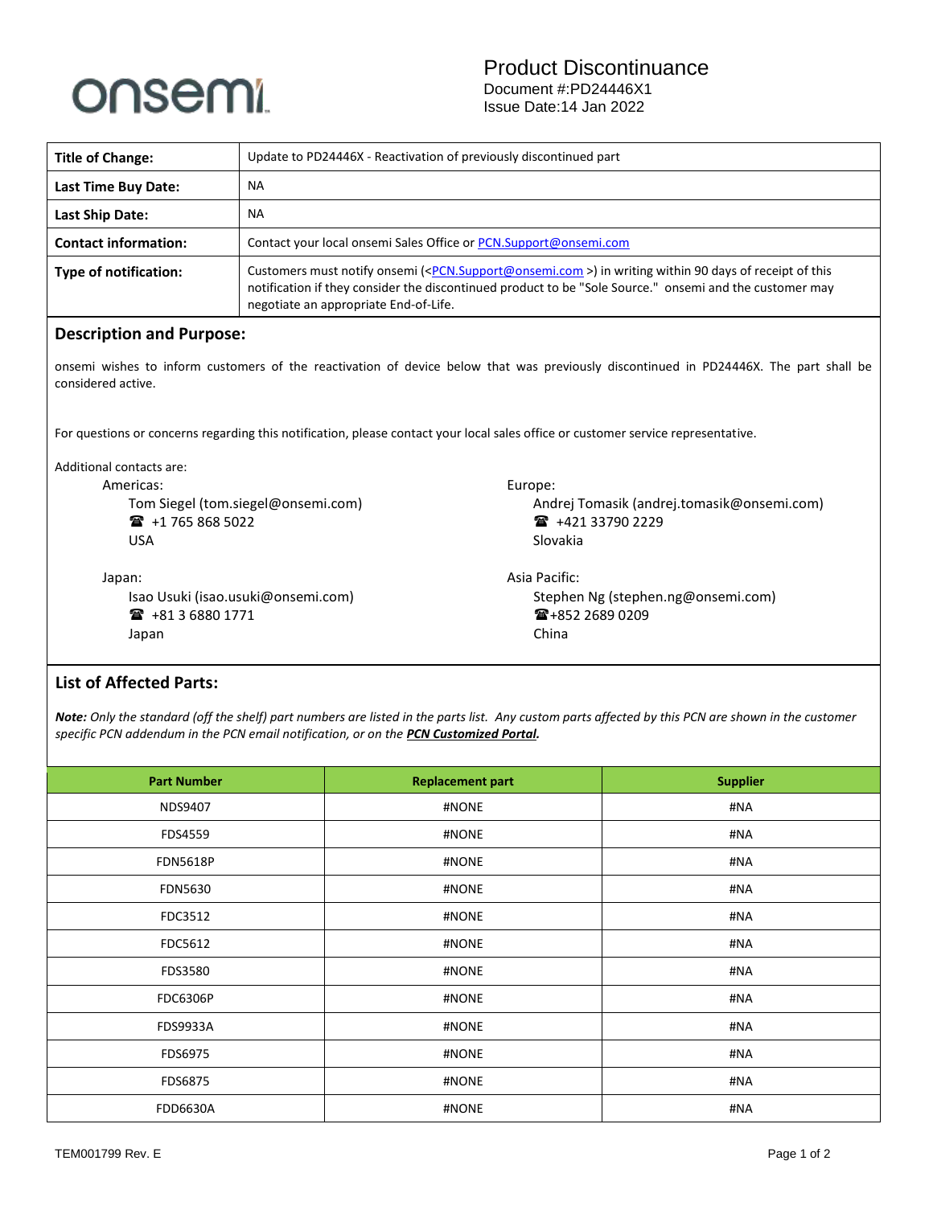onsemi

# Product Discontinuance

Document #:PD24446X1
Issue Date:14 Jan 2022

| **Title of Change:** | Update to PD24446X - Reactivation of previously discontinued part |
|---|---|
| **Last Time Buy Date:** | NA |
| **Last Ship Date:** | NA |
| **Contact information:** | Contact your local onsemi Sales Office or PCN.Support@onsemi.com |
| **Type of notification:** | Customers must notify onsemi (<PCN.Support@onsemi.com >) in writing within 90 days of receipt of this notification if they consider the discontinued product to be "Sole Source." onsemi and the customer may negotiate an appropriate End-of-Life. |

## Description and Purpose:

onsemi wishes to inform customers of the reactivation of device below that was previously discontinued in PD24446X. The part shall be considered active.

For questions or concerns regarding this notification, please contact your local sales office or customer service representative.

Additional contacts are:

Americas:
Tom Siegel (tom.siegel@onsemi.com)
☎ +1 765 868 5022
USA

Europe:
Andrej Tomasik (andrej.tomasik@onsemi.com)
☎ +421 33790 2229
Slovakia

Japan:
Isao Usuki (isao.usuki@onsemi.com)
☎ +81 3 6880 1771
Japan

Asia Pacific:
Stephen Ng (stephen.ng@onsemi.com)
☎+852 2689 0209
China

## List of Affected Parts:

***Note:*** *Only the standard (off the shelf) part numbers are listed in the parts list. Any custom parts affected by this PCN are shown in the customer specific PCN addendum in the PCN email notification, or on the* ***PCN Customized Portal****.*

| Part Number | Replacement part | Supplier |
|---|---|---|
| NDS9407 | #NONE | #NA |
| FDS4559 | #NONE | #NA |
| FDN5618P | #NONE | #NA |
| FDN5630 | #NONE | #NA |
| FDC3512 | #NONE | #NA |
| FDC5612 | #NONE | #NA |
| FDS3580 | #NONE | #NA |
| FDC6306P | #NONE | #NA |
| FDS9933A | #NONE | #NA |
| FDS6975 | #NONE | #NA |
| FDS6875 | #NONE | #NA |
| FDD6630A | #NONE | #NA |

TEM001799 Rev. E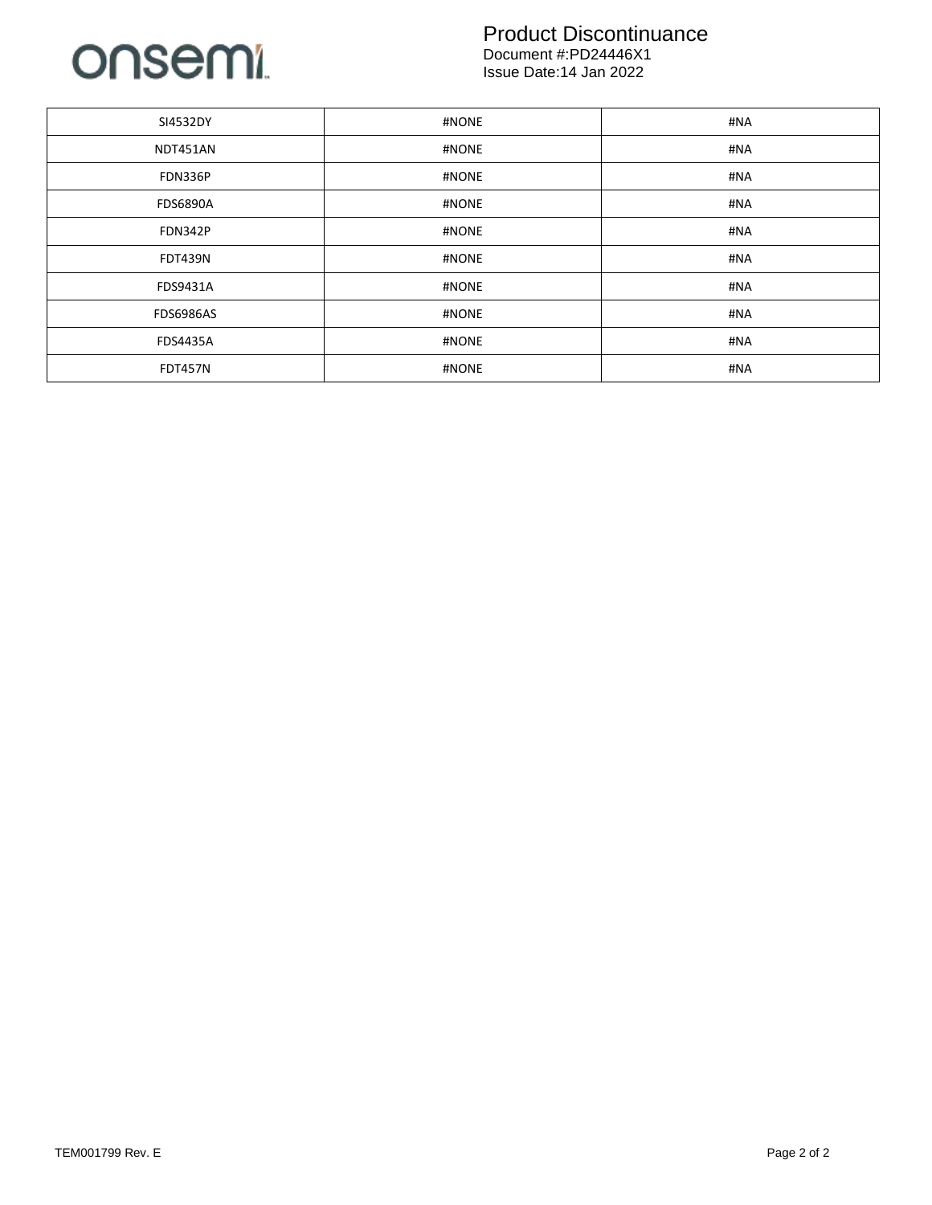| SI4532DY | #NONE | #NA |
| --- | --- | --- |
| NDT451AN | #NONE | #NA |
| FDN336P | #NONE | #NA |
| FDS6890A | #NONE | #NA |
| FDN342P | #NONE | #NA |
| FDT439N | #NONE | #NA |
| FDS9431A | #NONE | #NA |
| FDS6986AS | #NONE | #NA |
| FDS4435A | #NONE | #NA |
| FDT457N | #NONE | #NA |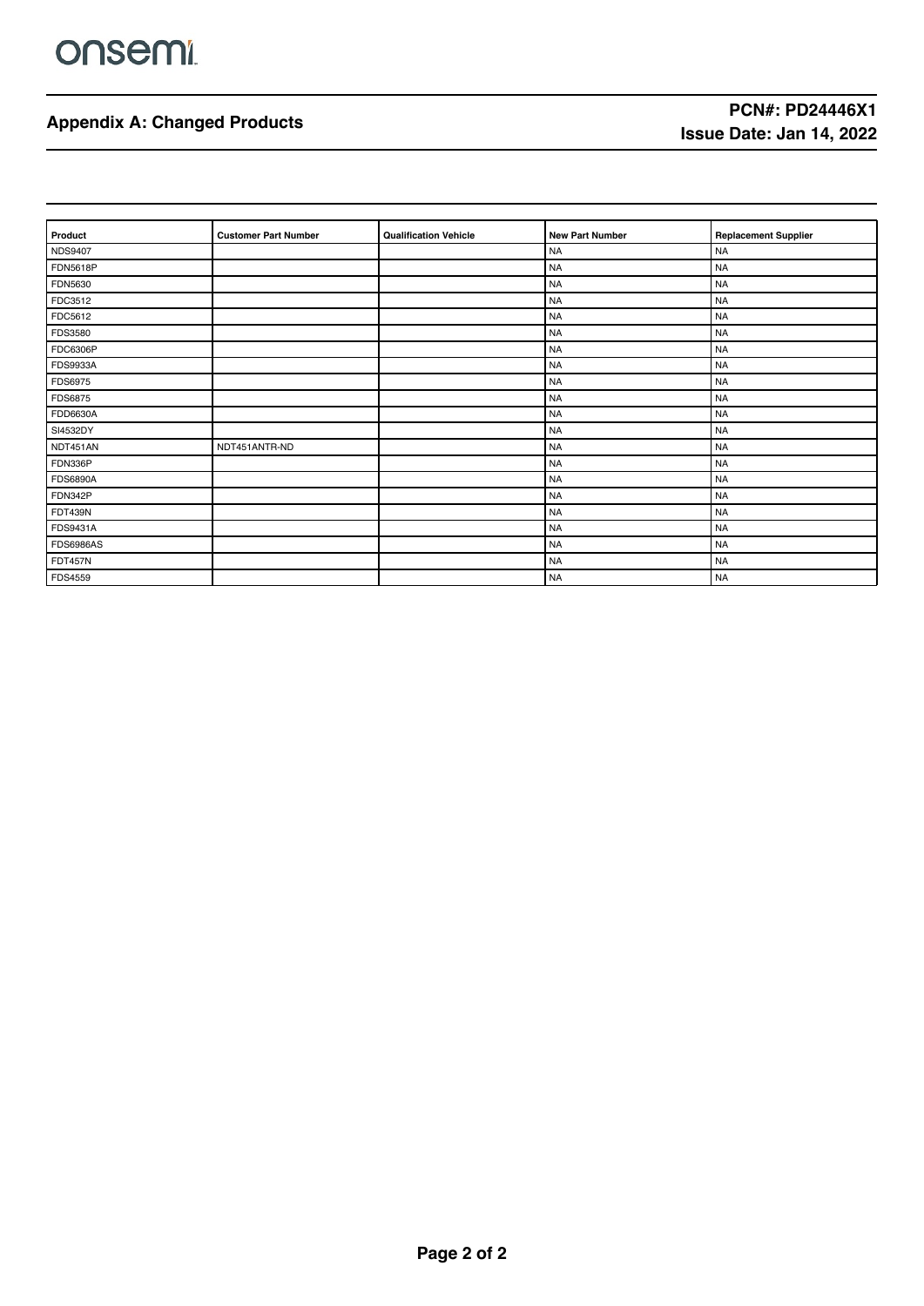## Appendix A: Changed Products

**PCN#: PD24446X1**
**Issue Date: Jan 14, 2022**

| Product | Customer Part Number | Qualification Vehicle | New Part Number | Replacement Supplier |
|---|---|---|---|---|
| NDS9407 | | | NA | NA |
| FDN5618P | | | NA | NA |
| FDN5630 | | | NA | NA |
| FDC3512 | | | NA | NA |
| FDC5612 | | | NA | NA |
| FDS3580 | | | NA | NA |
| FDC6306P | | | NA | NA |
| FDS9933A | | | NA | NA |
| FDS6975 | | | NA | NA |
| FDS6875 | | | NA | NA |
| FDD6630A | | | NA | NA |
| SI4532DY | | | NA | NA |
| NDT451AN | NDT451ANTR-ND | | NA | NA |
| FDN336P | | | NA | NA |
| FDS6890A | | | NA | NA |
| FDN342P | | | NA | NA |
| FDT439N | | | NA | NA |
| FDS9431A | | | NA | NA |
| FDS6986AS | | | NA | NA |
| FDT457N | | | NA | NA |
| FDS4559 | | | NA | NA |